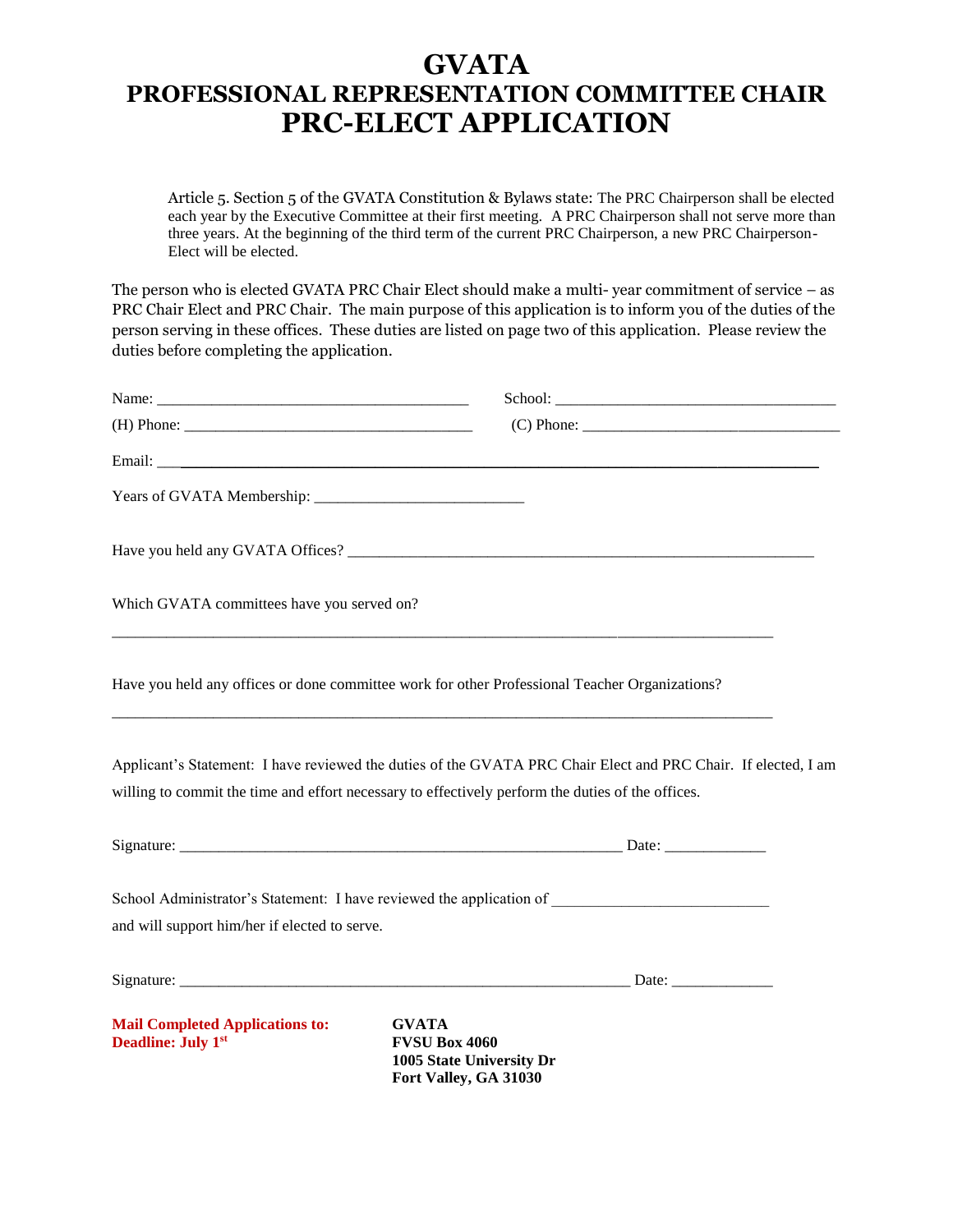# GVATA
## PROFESSIONAL REPRESENTATION COMMITTEE CHAIR
## PRC-ELECT APPLICATION

> Article 5. Section 5 of the GVATA Constitution & Bylaws state: The PRC Chairperson shall be elected each year by the Executive Committee at their first meeting. A PRC Chairperson shall not serve more than three years. At the beginning of the third term of the current PRC Chairperson, a new PRC Chairperson-Elect will be elected.

The person who is elected GVATA PRC Chair Elect should make a multi- year commitment of service – as PRC Chair Elect and PRC Chair. The main purpose of this application is to inform you of the duties of the person serving in these offices. These duties are listed on page two of this application. Please review the duties before completing the application.

Name: ________________________________________ School: ____________________________________

(H) Phone: _____________________________________ (C) Phone: _________________________________

Email: ______________________________________________________________________________

Years of GVATA Membership: __________________________

Have you held any GVATA Offices? __________________________________________________________

Which GVATA committees have you served on?

_____________________________________________________________________________________

Have you held any offices or done committee work for other Professional Teacher Organizations?

_____________________________________________________________________________________

Applicant's Statement: I have reviewed the duties of the GVATA PRC Chair Elect and PRC Chair. If elected, I am willing to commit the time and effort necessary to effectively perform the duties of the offices.

Signature: _______________________________________________________ Date: _____________

School Administrator's Statement: I have reviewed the application of ___________________________ and will support him/her if elected to serve.

Signature: ________________________________________________________ Date: _____________

**Mail Completed Applications to:**
**Deadline: July 1st**

**GVATA**
**FVSU Box 4060**
**1005 State University Dr**
**Fort Valley, GA 31030**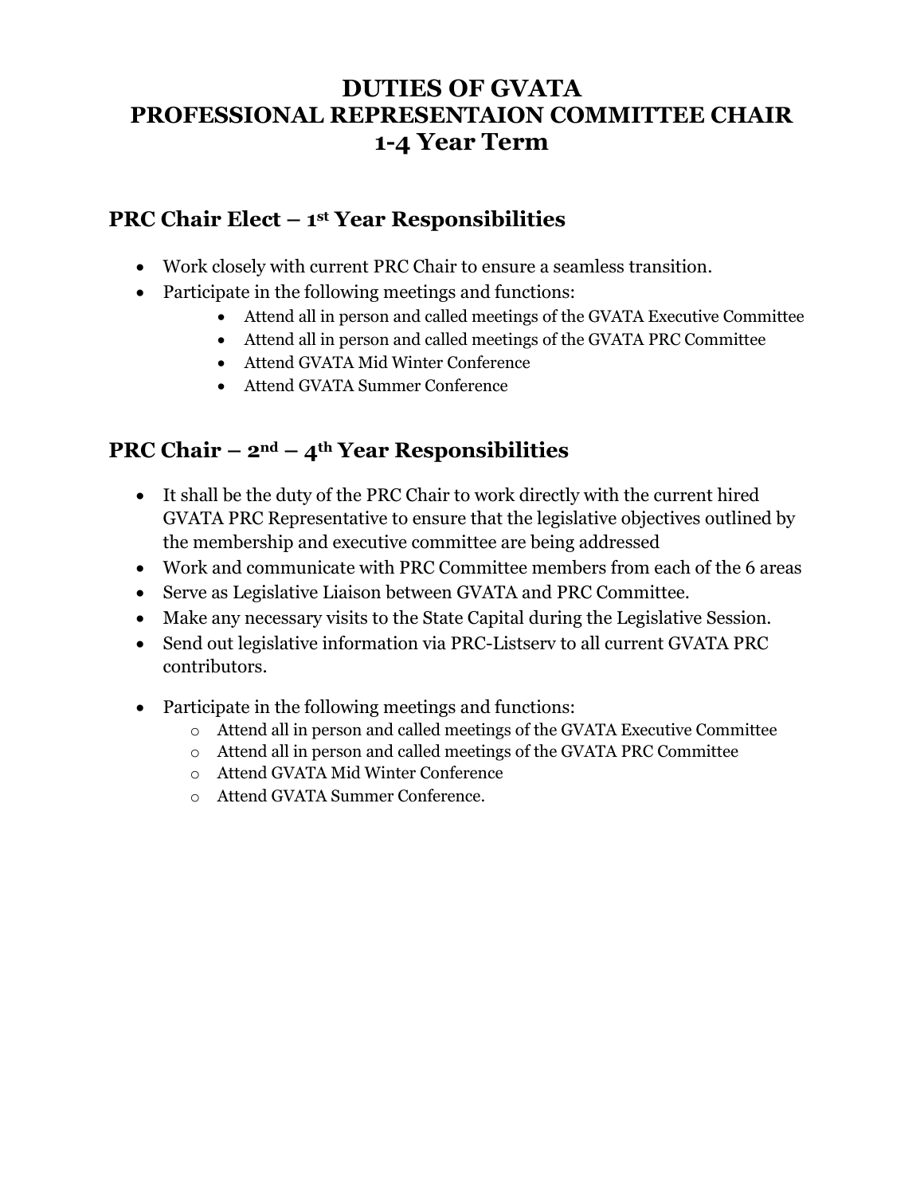# DUTIES OF GVATA
# PROFESSIONAL REPRESENTAION COMMITTEE CHAIR
# 1-4 Year Term

## PRC Chair Elect – 1st Year Responsibilities

- Work closely with current PRC Chair to ensure a seamless transition.
- Participate in the following meetings and functions:
    - Attend all in person and called meetings of the GVATA Executive Committee
    - Attend all in person and called meetings of the GVATA PRC Committee
    - Attend GVATA Mid Winter Conference
    - Attend GVATA Summer Conference

## PRC Chair – 2nd – 4th Year Responsibilities

- It shall be the duty of the PRC Chair to work directly with the current hired GVATA PRC Representative to ensure that the legislative objectives outlined by the membership and executive committee are being addressed
- Work and communicate with PRC Committee members from each of the 6 areas
- Serve as Legislative Liaison between GVATA and PRC Committee.
- Make any necessary visits to the State Capital during the Legislative Session.
- Send out legislative information via PRC-Listserv to all current GVATA PRC contributors.
- Participate in the following meetings and functions:
    - Attend all in person and called meetings of the GVATA Executive Committee
    - Attend all in person and called meetings of the GVATA PRC Committee
    - Attend GVATA Mid Winter Conference
    - Attend GVATA Summer Conference.